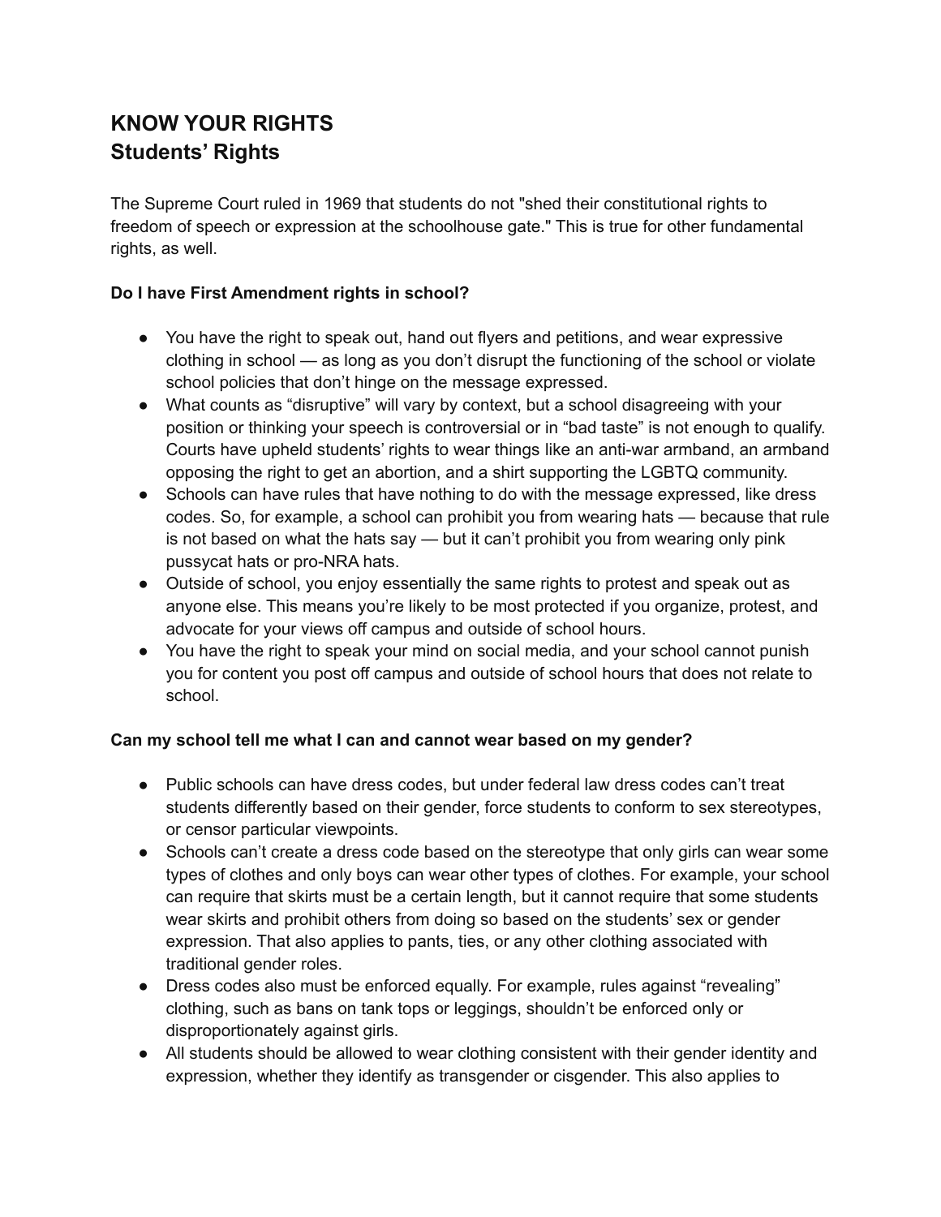# KNOW YOUR RIGHTS
## Students' Rights

The Supreme Court ruled in 1969 that students do not "shed their constitutional rights to freedom of speech or expression at the schoolhouse gate." This is true for other fundamental rights, as well.

**Do I have First Amendment rights in school?**

- You have the right to speak out, hand out flyers and petitions, and wear expressive clothing in school — as long as you don't disrupt the functioning of the school or violate school policies that don't hinge on the message expressed.
- What counts as "disruptive" will vary by context, but a school disagreeing with your position or thinking your speech is controversial or in "bad taste" is not enough to qualify. Courts have upheld students' rights to wear things like an anti-war armband, an armband opposing the right to get an abortion, and a shirt supporting the LGBTQ community.
- Schools can have rules that have nothing to do with the message expressed, like dress codes. So, for example, a school can prohibit you from wearing hats — because that rule is not based on what the hats say — but it can't prohibit you from wearing only pink pussycat hats or pro-NRA hats.
- Outside of school, you enjoy essentially the same rights to protest and speak out as anyone else. This means you're likely to be most protected if you organize, protest, and advocate for your views off campus and outside of school hours.
- You have the right to speak your mind on social media, and your school cannot punish you for content you post off campus and outside of school hours that does not relate to school.

**Can my school tell me what I can and cannot wear based on my gender?**

- Public schools can have dress codes, but under federal law dress codes can't treat students differently based on their gender, force students to conform to sex stereotypes, or censor particular viewpoints.
- Schools can't create a dress code based on the stereotype that only girls can wear some types of clothes and only boys can wear other types of clothes. For example, your school can require that skirts must be a certain length, but it cannot require that some students wear skirts and prohibit others from doing so based on the students' sex or gender expression. That also applies to pants, ties, or any other clothing associated with traditional gender roles.
- Dress codes also must be enforced equally. For example, rules against "revealing" clothing, such as bans on tank tops or leggings, shouldn't be enforced only or disproportionately against girls.
- All students should be allowed to wear clothing consistent with their gender identity and expression, whether they identify as transgender or cisgender. This also applies to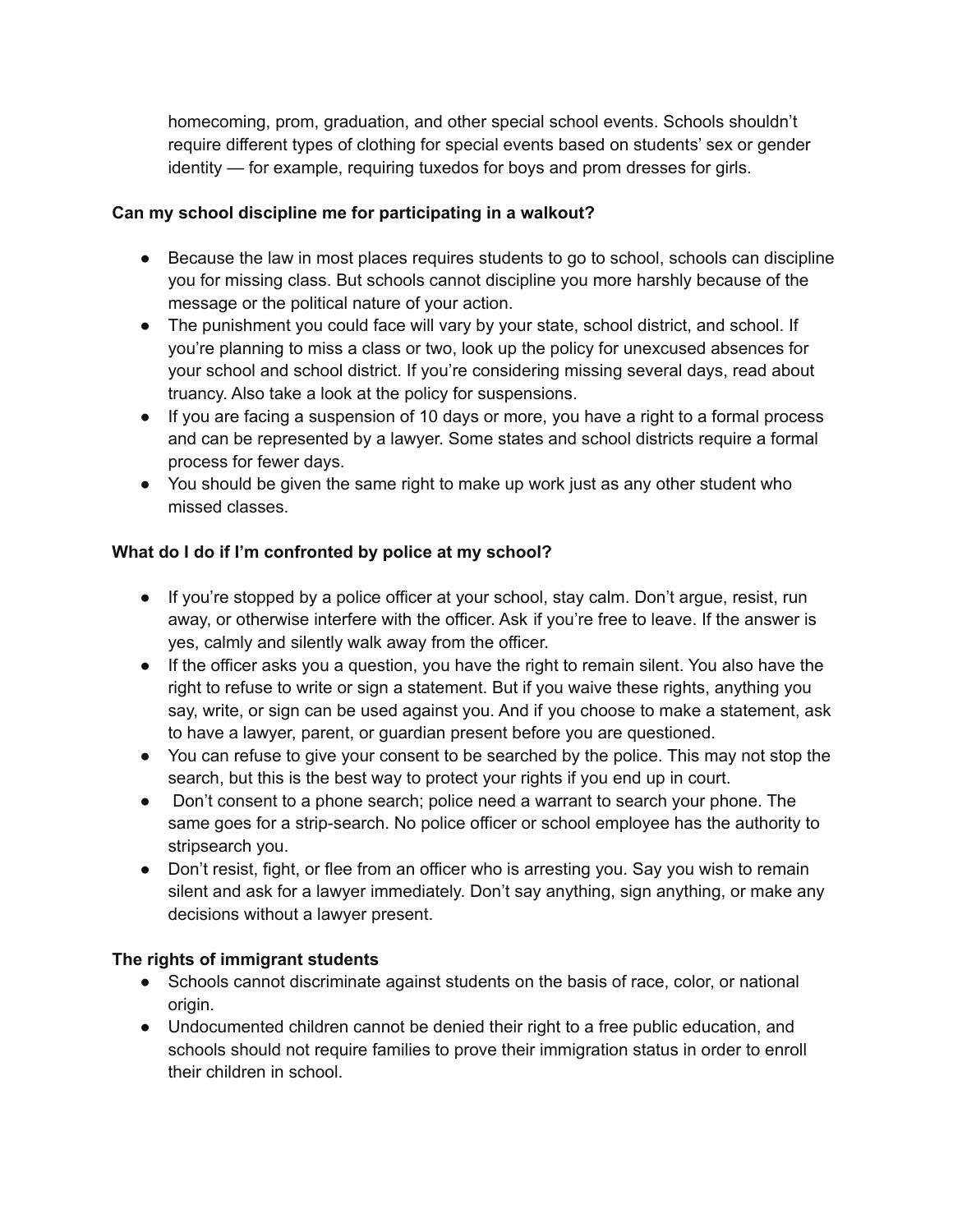homecoming, prom, graduation, and other special school events. Schools shouldn't require different types of clothing for special events based on students' sex or gender identity — for example, requiring tuxedos for boys and prom dresses for girls.

**Can my school discipline me for participating in a walkout?**

- Because the law in most places requires students to go to school, schools can discipline you for missing class. But schools cannot discipline you more harshly because of the message or the political nature of your action.
- The punishment you could face will vary by your state, school district, and school. If you're planning to miss a class or two, look up the policy for unexcused absences for your school and school district. If you're considering missing several days, read about truancy. Also take a look at the policy for suspensions.
- If you are facing a suspension of 10 days or more, you have a right to a formal process and can be represented by a lawyer. Some states and school districts require a formal process for fewer days.
- You should be given the same right to make up work just as any other student who missed classes.

**What do I do if I'm confronted by police at my school?**

- If you're stopped by a police officer at your school, stay calm. Don't argue, resist, run away, or otherwise interfere with the officer. Ask if you're free to leave. If the answer is yes, calmly and silently walk away from the officer.
- If the officer asks you a question, you have the right to remain silent. You also have the right to refuse to write or sign a statement. But if you waive these rights, anything you say, write, or sign can be used against you. And if you choose to make a statement, ask to have a lawyer, parent, or guardian present before you are questioned.
- You can refuse to give your consent to be searched by the police. This may not stop the search, but this is the best way to protect your rights if you end up in court.
- Don't consent to a phone search; police need a warrant to search your phone. The same goes for a strip-search. No police officer or school employee has the authority to stripsearch you.
- Don't resist, fight, or flee from an officer who is arresting you. Say you wish to remain silent and ask for a lawyer immediately. Don't say anything, sign anything, or make any decisions without a lawyer present.

**The rights of immigrant students**

- Schools cannot discriminate against students on the basis of race, color, or national origin.
- Undocumented children cannot be denied their right to a free public education, and schools should not require families to prove their immigration status in order to enroll their children in school.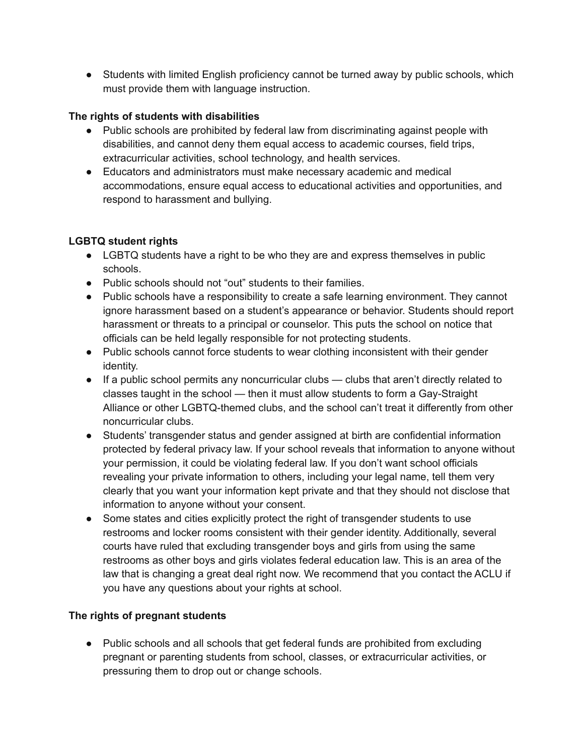- Students with limited English proficiency cannot be turned away by public schools, which must provide them with language instruction.

**The rights of students with disabilities**

- Public schools are prohibited by federal law from discriminating against people with disabilities, and cannot deny them equal access to academic courses, field trips, extracurricular activities, school technology, and health services.
- Educators and administrators must make necessary academic and medical accommodations, ensure equal access to educational activities and opportunities, and respond to harassment and bullying.

**LGBTQ student rights**

- LGBTQ students have a right to be who they are and express themselves in public schools.
- Public schools should not "out" students to their families.
- Public schools have a responsibility to create a safe learning environment. They cannot ignore harassment based on a student's appearance or behavior. Students should report harassment or threats to a principal or counselor. This puts the school on notice that officials can be held legally responsible for not protecting students.
- Public schools cannot force students to wear clothing inconsistent with their gender identity.
- If a public school permits any noncurricular clubs — clubs that aren't directly related to classes taught in the school — then it must allow students to form a Gay-Straight Alliance or other LGBTQ-themed clubs, and the school can't treat it differently from other noncurricular clubs.
- Students' transgender status and gender assigned at birth are confidential information protected by federal privacy law. If your school reveals that information to anyone without your permission, it could be violating federal law. If you don't want school officials revealing your private information to others, including your legal name, tell them very clearly that you want your information kept private and that they should not disclose that information to anyone without your consent.
- Some states and cities explicitly protect the right of transgender students to use restrooms and locker rooms consistent with their gender identity. Additionally, several courts have ruled that excluding transgender boys and girls from using the same restrooms as other boys and girls violates federal education law. This is an area of the law that is changing a great deal right now. We recommend that you contact the ACLU if you have any questions about your rights at school.

**The rights of pregnant students**

- Public schools and all schools that get federal funds are prohibited from excluding pregnant or parenting students from school, classes, or extracurricular activities, or pressuring them to drop out or change schools.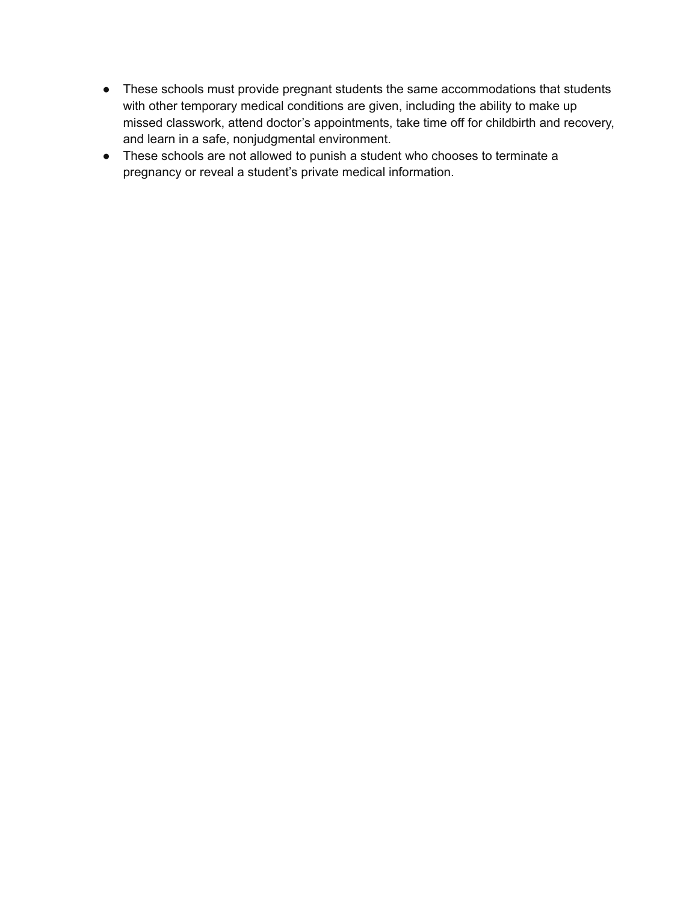- These schools must provide pregnant students the same accommodations that students with other temporary medical conditions are given, including the ability to make up missed classwork, attend doctor's appointments, take time off for childbirth and recovery, and learn in a safe, nonjudgmental environment.
- These schools are not allowed to punish a student who chooses to terminate a pregnancy or reveal a student's private medical information.